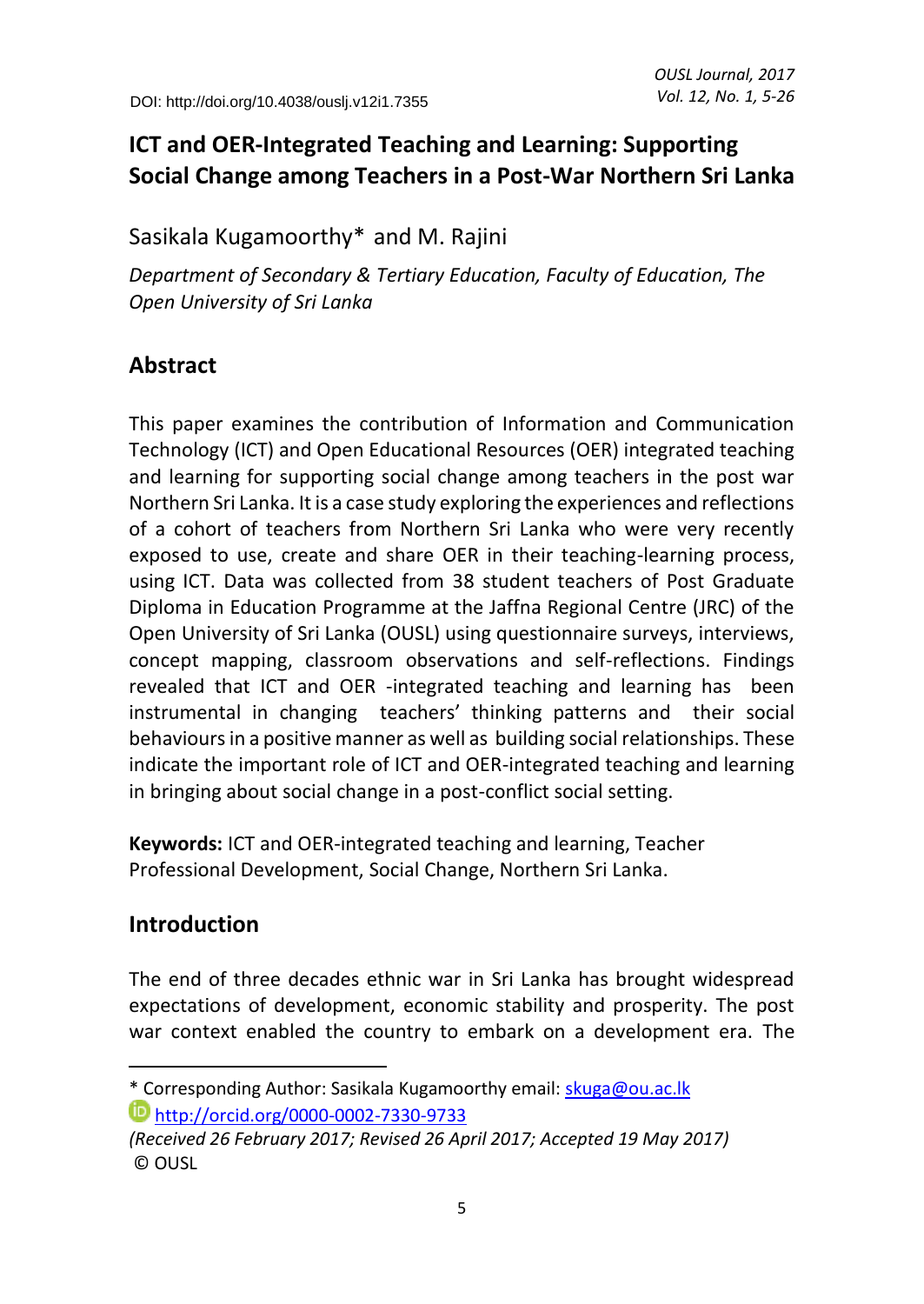DOI: http://doi.org/10.4038/ouslj.v12i1.7355

# ICT and OER-Integrated Teaching and Learning: Supporting Social Change among Teachers in a Post-War Northern Sri Lanka

Sasikala Kugamoorthy* and M. Rajini

*Department of Secondary & Tertiary Education, Faculty of Education, The Open University of Sri Lanka*

## Abstract

This paper examines the contribution of Information and Communication Technology (ICT) and Open Educational Resources (OER) integrated teaching and learning for supporting social change among teachers in the post war Northern Sri Lanka. It is a case study exploring the experiences and reflections of a cohort of teachers from Northern Sri Lanka who were very recently exposed to use, create and share OER in their teaching-learning process, using ICT. Data was collected from 38 student teachers of Post Graduate Diploma in Education Programme at the Jaffna Regional Centre (JRC) of the Open University of Sri Lanka (OUSL) using questionnaire surveys, interviews, concept mapping, classroom observations and self-reflections. Findings revealed that ICT and OER -integrated teaching and learning has been instrumental in changing teachers' thinking patterns and their social behaviours in a positive manner as well as building social relationships. These indicate the important role of ICT and OER-integrated teaching and learning in bringing about social change in a post-conflict social setting.

**Keywords:** ICT and OER-integrated teaching and learning, Teacher Professional Development, Social Change, Northern Sri Lanka.

## Introduction

The end of three decades ethnic war in Sri Lanka has brought widespread expectations of development, economic stability and prosperity. The post war context enabled the country to embark on a development era. The

---

* Corresponding Author: Sasikala Kugamoorthy email: skuga@ou.ac.lk
http://orcid.org/0000-0002-7330-9733

*(Received 26 February 2017; Revised 26 April 2017; Accepted 19 May 2017)*
© OUSL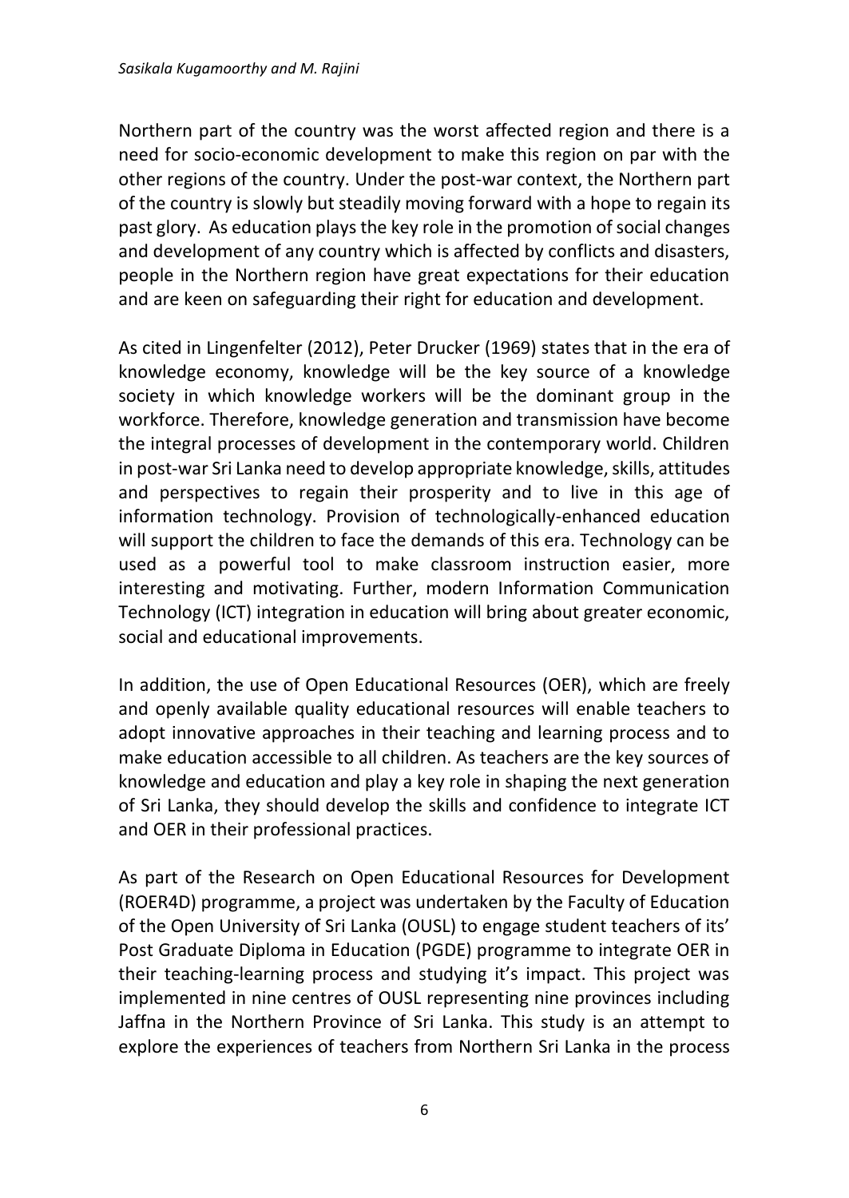Northern part of the country was the worst affected region and there is a need for socio-economic development to make this region on par with the other regions of the country. Under the post-war context, the Northern part of the country is slowly but steadily moving forward with a hope to regain its past glory. As education plays the key role in the promotion of social changes and development of any country which is affected by conflicts and disasters, people in the Northern region have great expectations for their education and are keen on safeguarding their right for education and development.

As cited in Lingenfelter (2012), Peter Drucker (1969) states that in the era of knowledge economy, knowledge will be the key source of a knowledge society in which knowledge workers will be the dominant group in the workforce. Therefore, knowledge generation and transmission have become the integral processes of development in the contemporary world. Children in post-war Sri Lanka need to develop appropriate knowledge, skills, attitudes and perspectives to regain their prosperity and to live in this age of information technology. Provision of technologically-enhanced education will support the children to face the demands of this era. Technology can be used as a powerful tool to make classroom instruction easier, more interesting and motivating. Further, modern Information Communication Technology (ICT) integration in education will bring about greater economic, social and educational improvements.

In addition, the use of Open Educational Resources (OER), which are freely and openly available quality educational resources will enable teachers to adopt innovative approaches in their teaching and learning process and to make education accessible to all children. As teachers are the key sources of knowledge and education and play a key role in shaping the next generation of Sri Lanka, they should develop the skills and confidence to integrate ICT and OER in their professional practices.

As part of the Research on Open Educational Resources for Development (ROER4D) programme, a project was undertaken by the Faculty of Education of the Open University of Sri Lanka (OUSL) to engage student teachers of its' Post Graduate Diploma in Education (PGDE) programme to integrate OER in their teaching-learning process and studying it's impact. This project was implemented in nine centres of OUSL representing nine provinces including Jaffna in the Northern Province of Sri Lanka. This study is an attempt to explore the experiences of teachers from Northern Sri Lanka in the process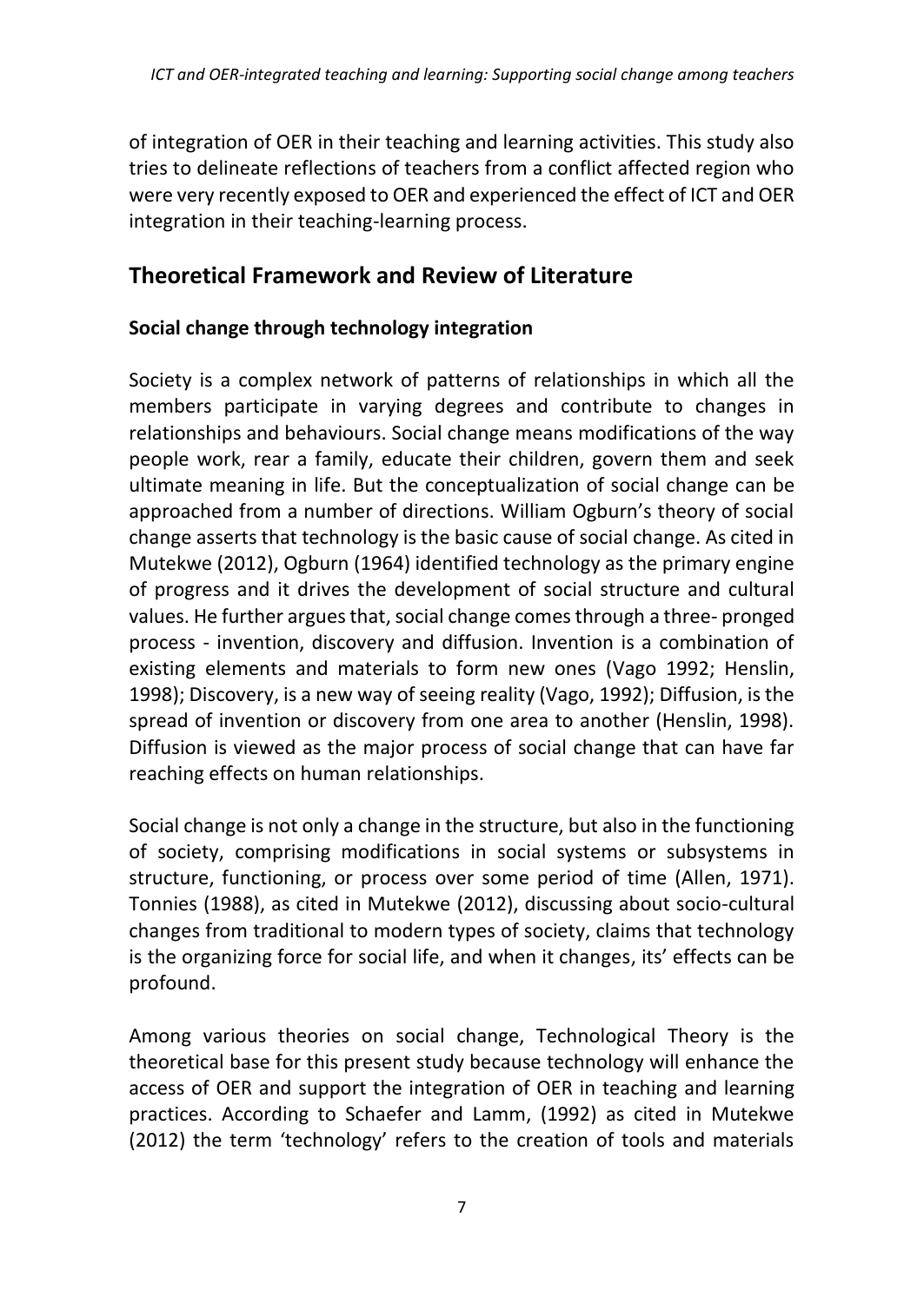of integration of OER in their teaching and learning activities. This study also tries to delineate reflections of teachers from a conflict affected region who were very recently exposed to OER and experienced the effect of ICT and OER integration in their teaching-learning process.

## Theoretical Framework and Review of Literature

### Social change through technology integration

Society is a complex network of patterns of relationships in which all the members participate in varying degrees and contribute to changes in relationships and behaviours. Social change means modifications of the way people work, rear a family, educate their children, govern them and seek ultimate meaning in life. But the conceptualization of social change can be approached from a number of directions. William Ogburn's theory of social change asserts that technology is the basic cause of social change. As cited in Mutekwe (2012), Ogburn (1964) identified technology as the primary engine of progress and it drives the development of social structure and cultural values. He further argues that, social change comes through a three- pronged process - invention, discovery and diffusion. Invention is a combination of existing elements and materials to form new ones (Vago 1992; Henslin, 1998); Discovery, is a new way of seeing reality (Vago, 1992); Diffusion, is the spread of invention or discovery from one area to another (Henslin, 1998). Diffusion is viewed as the major process of social change that can have far reaching effects on human relationships.

Social change is not only a change in the structure, but also in the functioning of society, comprising modifications in social systems or subsystems in structure, functioning, or process over some period of time (Allen, 1971). Tonnies (1988), as cited in Mutekwe (2012), discussing about socio-cultural changes from traditional to modern types of society, claims that technology is the organizing force for social life, and when it changes, its' effects can be profound.

Among various theories on social change, Technological Theory is the theoretical base for this present study because technology will enhance the access of OER and support the integration of OER in teaching and learning practices. According to Schaefer and Lamm, (1992) as cited in Mutekwe (2012) the term 'technology' refers to the creation of tools and materials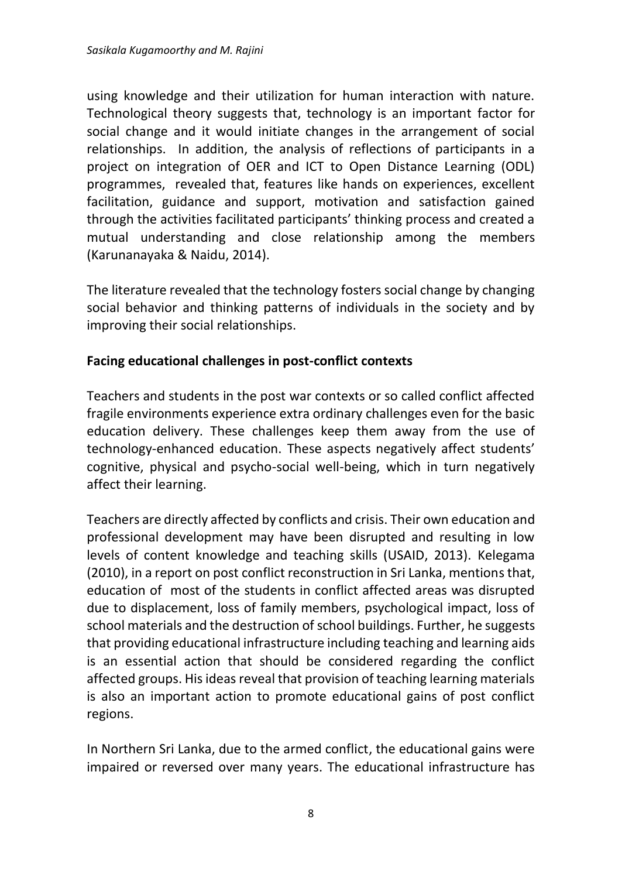using knowledge and their utilization for human interaction with nature. Technological theory suggests that, technology is an important factor for social change and it would initiate changes in the arrangement of social relationships. In addition, the analysis of reflections of participants in a project on integration of OER and ICT to Open Distance Learning (ODL) programmes, revealed that, features like hands on experiences, excellent facilitation, guidance and support, motivation and satisfaction gained through the activities facilitated participants' thinking process and created a mutual understanding and close relationship among the members (Karunanayaka & Naidu, 2014).

The literature revealed that the technology fosters social change by changing social behavior and thinking patterns of individuals in the society and by improving their social relationships.

**Facing educational challenges in post-conflict contexts**

Teachers and students in the post war contexts or so called conflict affected fragile environments experience extra ordinary challenges even for the basic education delivery. These challenges keep them away from the use of technology-enhanced education. These aspects negatively affect students' cognitive, physical and psycho-social well-being, which in turn negatively affect their learning.

Teachers are directly affected by conflicts and crisis. Their own education and professional development may have been disrupted and resulting in low levels of content knowledge and teaching skills (USAID, 2013). Kelegama (2010), in a report on post conflict reconstruction in Sri Lanka, mentions that, education of most of the students in conflict affected areas was disrupted due to displacement, loss of family members, psychological impact, loss of school materials and the destruction of school buildings. Further, he suggests that providing educational infrastructure including teaching and learning aids is an essential action that should be considered regarding the conflict affected groups. His ideas reveal that provision of teaching learning materials is also an important action to promote educational gains of post conflict regions.

In Northern Sri Lanka, due to the armed conflict, the educational gains were impaired or reversed over many years. The educational infrastructure has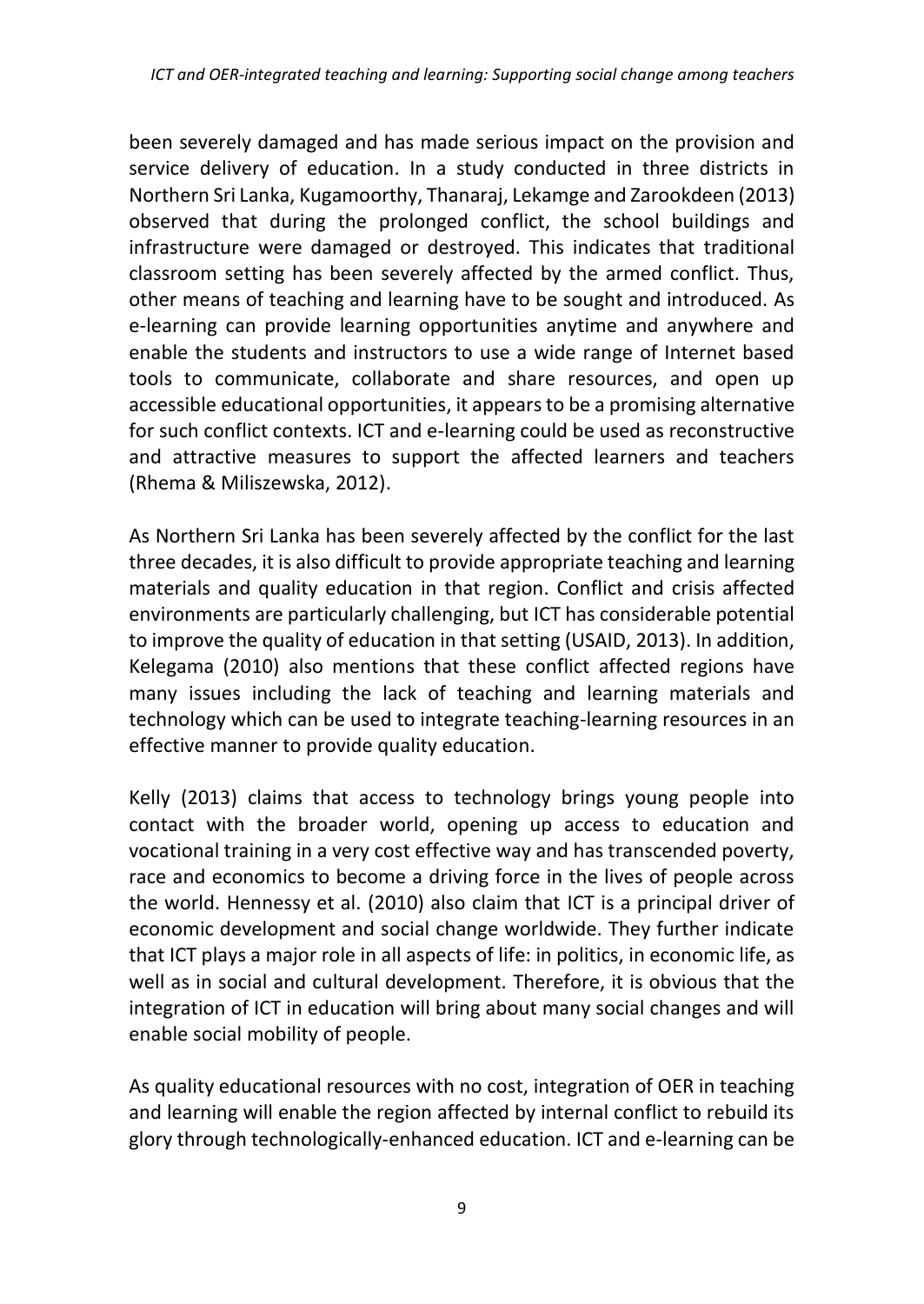been severely damaged and has made serious impact on the provision and service delivery of education. In a study conducted in three districts in Northern Sri Lanka, Kugamoorthy, Thanaraj, Lekamge and Zarookdeen (2013) observed that during the prolonged conflict, the school buildings and infrastructure were damaged or destroyed. This indicates that traditional classroom setting has been severely affected by the armed conflict. Thus, other means of teaching and learning have to be sought and introduced. As e-learning can provide learning opportunities anytime and anywhere and enable the students and instructors to use a wide range of Internet based tools to communicate, collaborate and share resources, and open up accessible educational opportunities, it appears to be a promising alternative for such conflict contexts. ICT and e-learning could be used as reconstructive and attractive measures to support the affected learners and teachers (Rhema & Miliszewska, 2012).

As Northern Sri Lanka has been severely affected by the conflict for the last three decades, it is also difficult to provide appropriate teaching and learning materials and quality education in that region. Conflict and crisis affected environments are particularly challenging, but ICT has considerable potential to improve the quality of education in that setting (USAID, 2013). In addition, Kelegama (2010) also mentions that these conflict affected regions have many issues including the lack of teaching and learning materials and technology which can be used to integrate teaching-learning resources in an effective manner to provide quality education.

Kelly (2013) claims that access to technology brings young people into contact with the broader world, opening up access to education and vocational training in a very cost effective way and has transcended poverty, race and economics to become a driving force in the lives of people across the world. Hennessy et al. (2010) also claim that ICT is a principal driver of economic development and social change worldwide. They further indicate that ICT plays a major role in all aspects of life: in politics, in economic life, as well as in social and cultural development. Therefore, it is obvious that the integration of ICT in education will bring about many social changes and will enable social mobility of people.

As quality educational resources with no cost, integration of OER in teaching and learning will enable the region affected by internal conflict to rebuild its glory through technologically-enhanced education. ICT and e-learning can be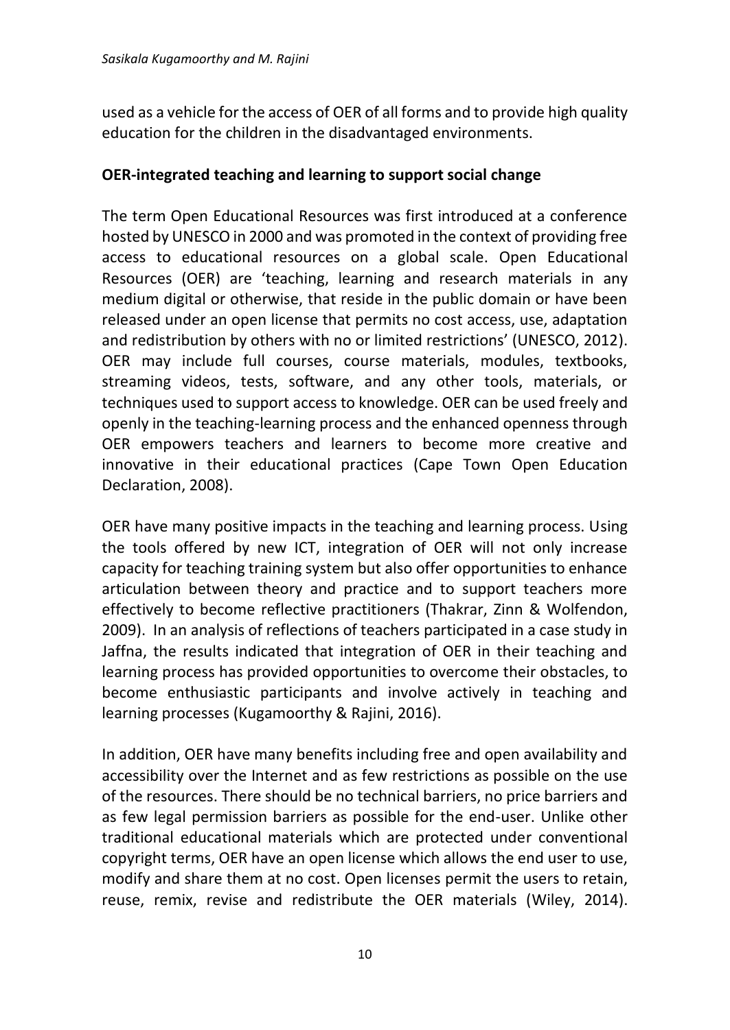used as a vehicle for the access of OER of all forms and to provide high quality education for the children in the disadvantaged environments.

**OER-integrated teaching and learning to support social change**

The term Open Educational Resources was first introduced at a conference hosted by UNESCO in 2000 and was promoted in the context of providing free access to educational resources on a global scale. Open Educational Resources (OER) are 'teaching, learning and research materials in any medium digital or otherwise, that reside in the public domain or have been released under an open license that permits no cost access, use, adaptation and redistribution by others with no or limited restrictions' (UNESCO, 2012). OER may include full courses, course materials, modules, textbooks, streaming videos, tests, software, and any other tools, materials, or techniques used to support access to knowledge. OER can be used freely and openly in the teaching-learning process and the enhanced openness through OER empowers teachers and learners to become more creative and innovative in their educational practices (Cape Town Open Education Declaration, 2008).

OER have many positive impacts in the teaching and learning process. Using the tools offered by new ICT, integration of OER will not only increase capacity for teaching training system but also offer opportunities to enhance articulation between theory and practice and to support teachers more effectively to become reflective practitioners (Thakrar, Zinn & Wolfendon, 2009). In an analysis of reflections of teachers participated in a case study in Jaffna, the results indicated that integration of OER in their teaching and learning process has provided opportunities to overcome their obstacles, to become enthusiastic participants and involve actively in teaching and learning processes (Kugamoorthy & Rajini, 2016).

In addition, OER have many benefits including free and open availability and accessibility over the Internet and as few restrictions as possible on the use of the resources. There should be no technical barriers, no price barriers and as few legal permission barriers as possible for the end-user. Unlike other traditional educational materials which are protected under conventional copyright terms, OER have an open license which allows the end user to use, modify and share them at no cost. Open licenses permit the users to retain, reuse, remix, revise and redistribute the OER materials (Wiley, 2014).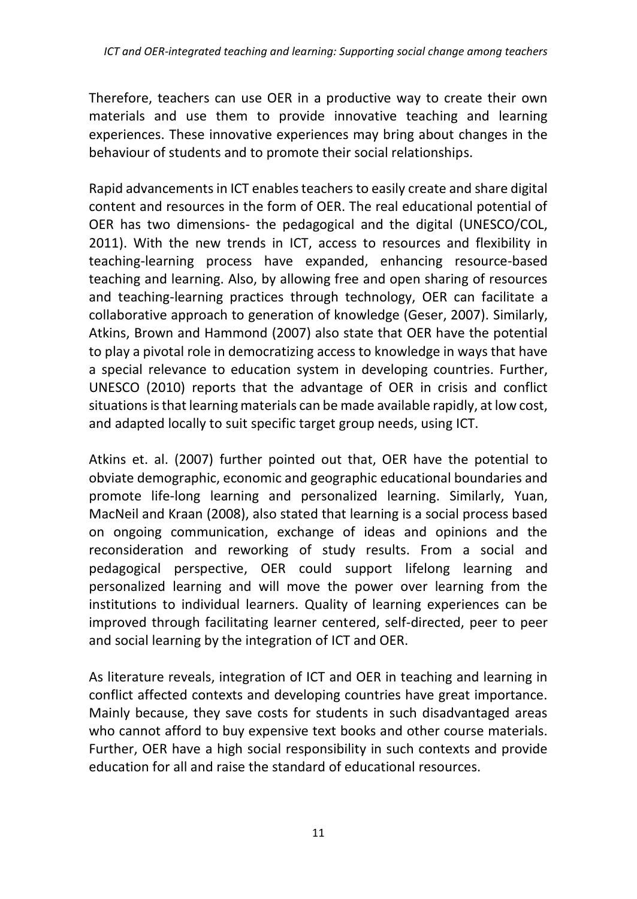Therefore, teachers can use OER in a productive way to create their own materials and use them to provide innovative teaching and learning experiences. These innovative experiences may bring about changes in the behaviour of students and to promote their social relationships.

Rapid advancements in ICT enables teachers to easily create and share digital content and resources in the form of OER. The real educational potential of OER has two dimensions- the pedagogical and the digital (UNESCO/COL, 2011). With the new trends in ICT, access to resources and flexibility in teaching-learning process have expanded, enhancing resource-based teaching and learning. Also, by allowing free and open sharing of resources and teaching-learning practices through technology, OER can facilitate a collaborative approach to generation of knowledge (Geser, 2007). Similarly, Atkins, Brown and Hammond (2007) also state that OER have the potential to play a pivotal role in democratizing access to knowledge in ways that have a special relevance to education system in developing countries. Further, UNESCO (2010) reports that the advantage of OER in crisis and conflict situations is that learning materials can be made available rapidly, at low cost, and adapted locally to suit specific target group needs, using ICT.

Atkins et. al. (2007) further pointed out that, OER have the potential to obviate demographic, economic and geographic educational boundaries and promote life-long learning and personalized learning. Similarly, Yuan, MacNeil and Kraan (2008), also stated that learning is a social process based on ongoing communication, exchange of ideas and opinions and the reconsideration and reworking of study results. From a social and pedagogical perspective, OER could support lifelong learning and personalized learning and will move the power over learning from the institutions to individual learners. Quality of learning experiences can be improved through facilitating learner centered, self-directed, peer to peer and social learning by the integration of ICT and OER.

As literature reveals, integration of ICT and OER in teaching and learning in conflict affected contexts and developing countries have great importance. Mainly because, they save costs for students in such disadvantaged areas who cannot afford to buy expensive text books and other course materials. Further, OER have a high social responsibility in such contexts and provide education for all and raise the standard of educational resources.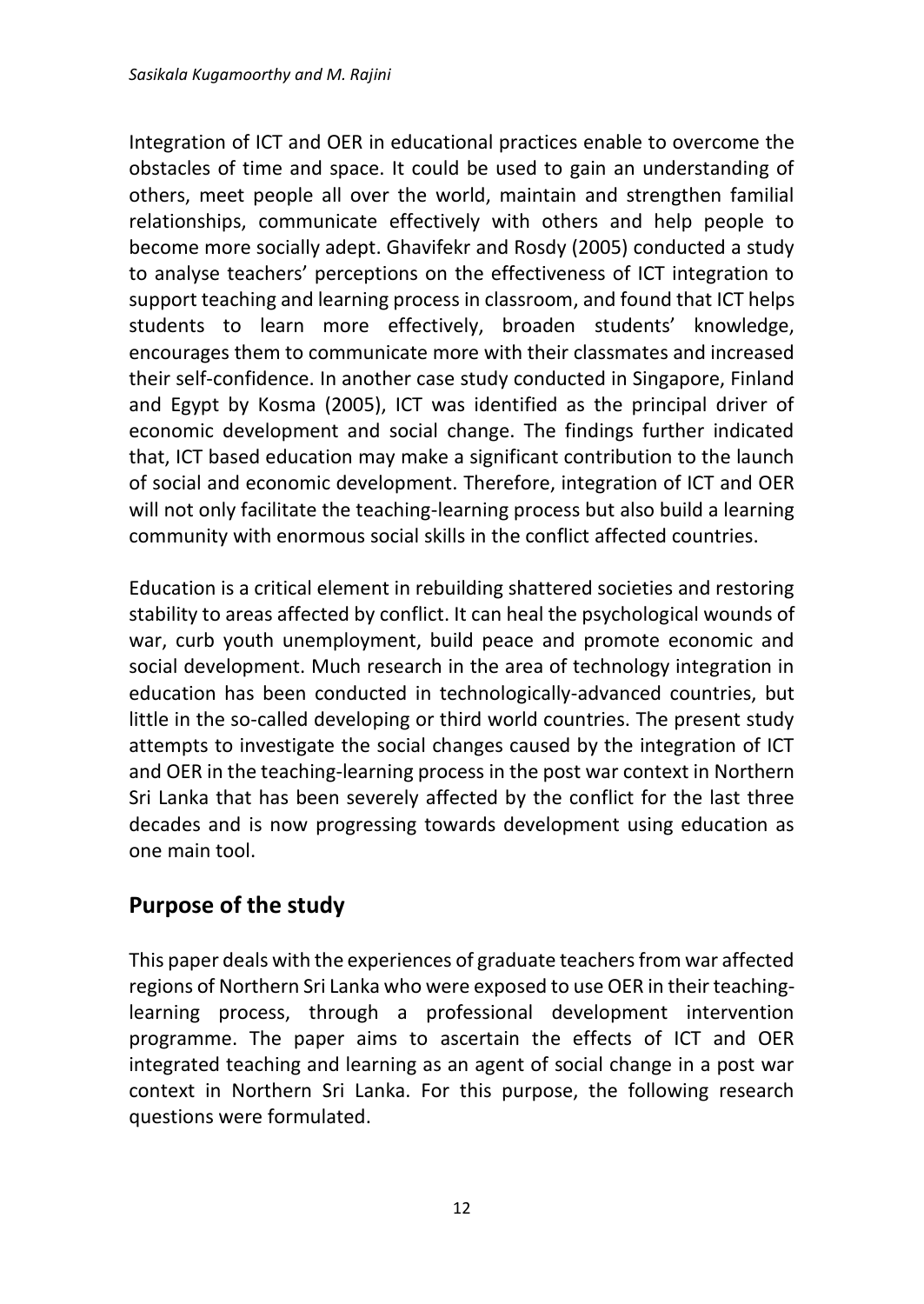Integration of ICT and OER in educational practices enable to overcome the obstacles of time and space. It could be used to gain an understanding of others, meet people all over the world, maintain and strengthen familial relationships, communicate effectively with others and help people to become more socially adept. Ghavifekr and Rosdy (2005) conducted a study to analyse teachers' perceptions on the effectiveness of ICT integration to support teaching and learning process in classroom, and found that ICT helps students to learn more effectively, broaden students' knowledge, encourages them to communicate more with their classmates and increased their self-confidence. In another case study conducted in Singapore, Finland and Egypt by Kosma (2005), ICT was identified as the principal driver of economic development and social change. The findings further indicated that, ICT based education may make a significant contribution to the launch of social and economic development. Therefore, integration of ICT and OER will not only facilitate the teaching-learning process but also build a learning community with enormous social skills in the conflict affected countries.

Education is a critical element in rebuilding shattered societies and restoring stability to areas affected by conflict. It can heal the psychological wounds of war, curb youth unemployment, build peace and promote economic and social development. Much research in the area of technology integration in education has been conducted in technologically-advanced countries, but little in the so-called developing or third world countries. The present study attempts to investigate the social changes caused by the integration of ICT and OER in the teaching-learning process in the post war context in Northern Sri Lanka that has been severely affected by the conflict for the last three decades and is now progressing towards development using education as one main tool.

## Purpose of the study

This paper deals with the experiences of graduate teachers from war affected regions of Northern Sri Lanka who were exposed to use OER in their teaching-learning process, through a professional development intervention programme. The paper aims to ascertain the effects of ICT and OER integrated teaching and learning as an agent of social change in a post war context in Northern Sri Lanka. For this purpose, the following research questions were formulated.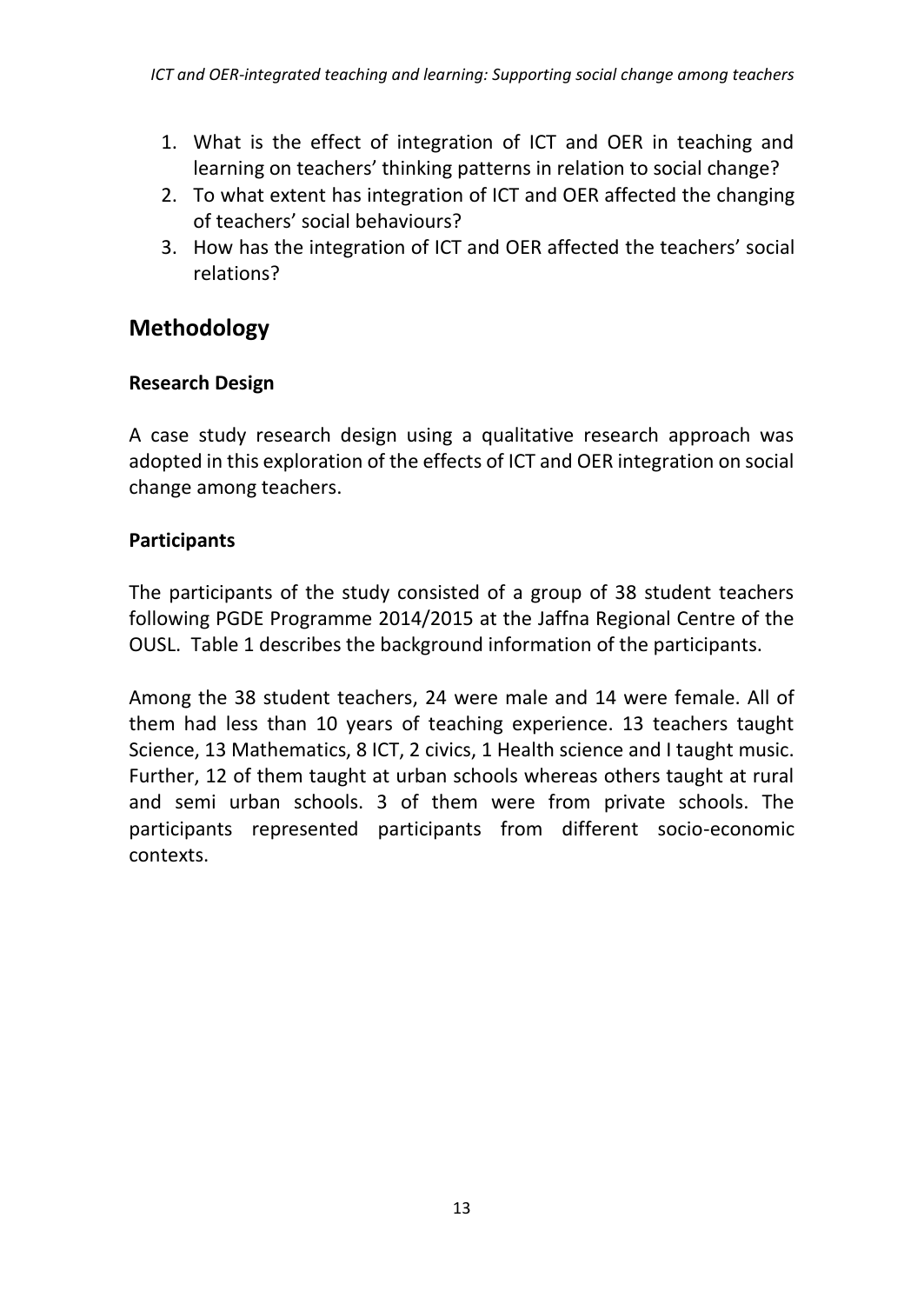1. What is the effect of integration of ICT and OER in teaching and learning on teachers' thinking patterns in relation to social change?
2. To what extent has integration of ICT and OER affected the changing of teachers' social behaviours?
3. How has the integration of ICT and OER affected the teachers' social relations?

## Methodology

### Research Design

A case study research design using a qualitative research approach was adopted in this exploration of the effects of ICT and OER integration on social change among teachers.

### Participants

The participants of the study consisted of a group of 38 student teachers following PGDE Programme 2014/2015 at the Jaffna Regional Centre of the OUSL. Table 1 describes the background information of the participants.

Among the 38 student teachers, 24 were male and 14 were female. All of them had less than 10 years of teaching experience. 13 teachers taught Science, 13 Mathematics, 8 ICT, 2 civics, 1 Health science and I taught music. Further, 12 of them taught at urban schools whereas others taught at rural and semi urban schools. 3 of them were from private schools. The participants represented participants from different socio-economic contexts.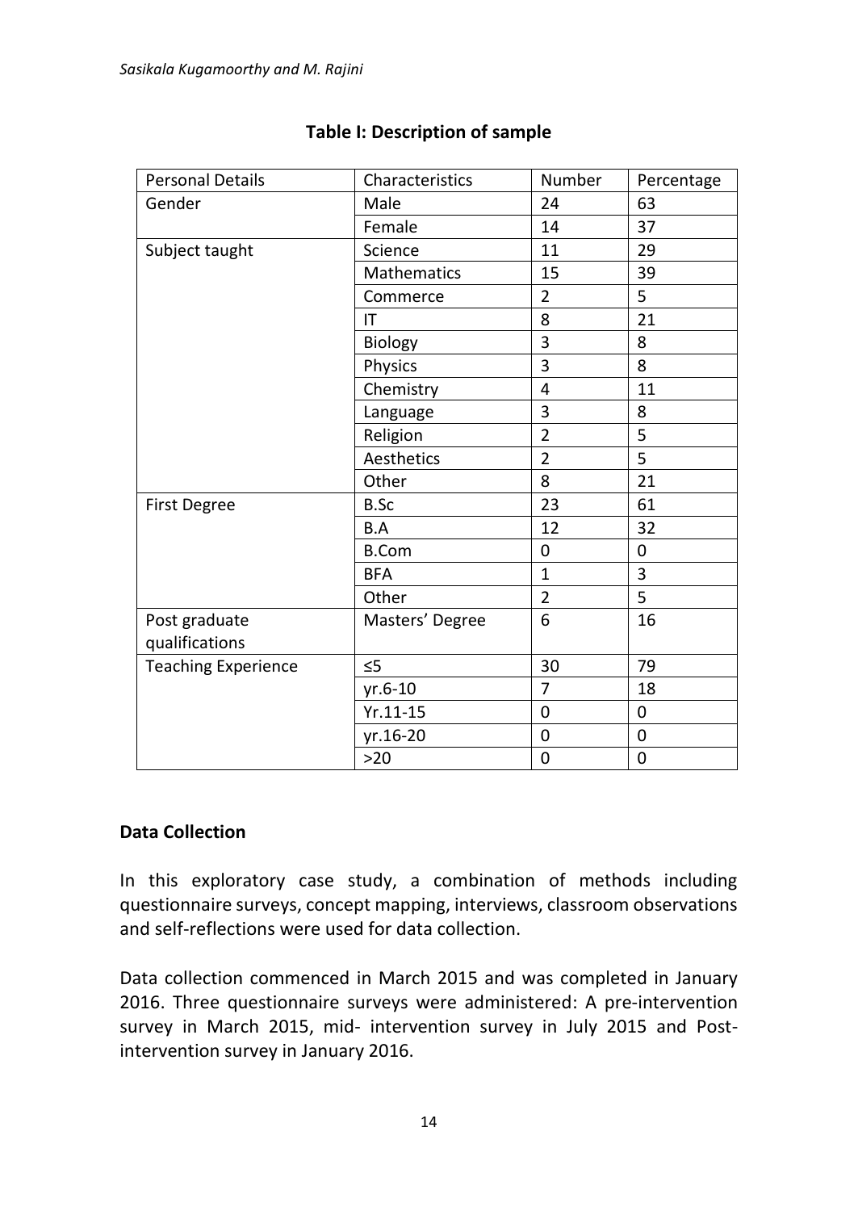**Table I: Description of sample**

| Personal Details | Characteristics | Number | Percentage |
|---|---|---|---|
| Gender | Male | 24 | 63 |
| | Female | 14 | 37 |
| Subject taught | Science | 11 | 29 |
| | Mathematics | 15 | 39 |
| | Commerce | 2 | 5 |
| | IT | 8 | 21 |
| | Biology | 3 | 8 |
| | Physics | 3 | 8 |
| | Chemistry | 4 | 11 |
| | Language | 3 | 8 |
| | Religion | 2 | 5 |
| | Aesthetics | 2 | 5 |
| | Other | 8 | 21 |
| First Degree | B.Sc | 23 | 61 |
| | B.A | 12 | 32 |
| | B.Com | 0 | 0 |
| | BFA | 1 | 3 |
| | Other | 2 | 5 |
| Post graduate qualifications | Masters' Degree | 6 | 16 |
| Teaching Experience | ≤5 | 30 | 79 |
| | yr.6-10 | 7 | 18 |
| | Yr.11-15 | 0 | 0 |
| | yr.16-20 | 0 | 0 |
| | >20 | 0 | 0 |

## Data Collection

In this exploratory case study, a combination of methods including questionnaire surveys, concept mapping, interviews, classroom observations and self-reflections were used for data collection.

Data collection commenced in March 2015 and was completed in January 2016. Three questionnaire surveys were administered: A pre-intervention survey in March 2015, mid- intervention survey in July 2015 and Post-intervention survey in January 2016.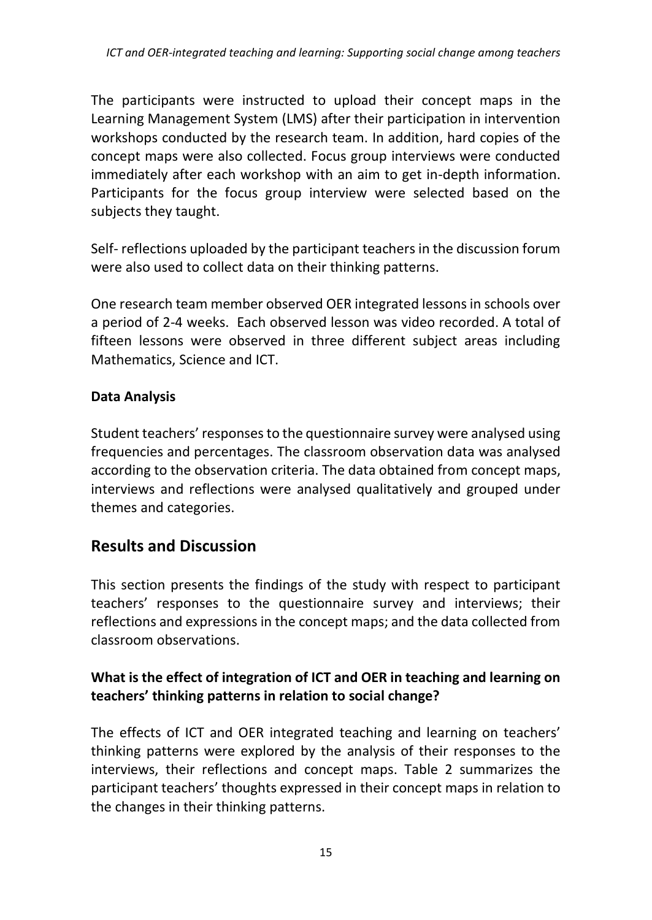The participants were instructed to upload their concept maps in the Learning Management System (LMS) after their participation in intervention workshops conducted by the research team. In addition, hard copies of the concept maps were also collected. Focus group interviews were conducted immediately after each workshop with an aim to get in-depth information. Participants for the focus group interview were selected based on the subjects they taught.

Self- reflections uploaded by the participant teachers in the discussion forum were also used to collect data on their thinking patterns.

One research team member observed OER integrated lessons in schools over a period of 2-4 weeks. Each observed lesson was video recorded. A total of fifteen lessons were observed in three different subject areas including Mathematics, Science and ICT.

### Data Analysis

Student teachers' responses to the questionnaire survey were analysed using frequencies and percentages. The classroom observation data was analysed according to the observation criteria. The data obtained from concept maps, interviews and reflections were analysed qualitatively and grouped under themes and categories.

## Results and Discussion

This section presents the findings of the study with respect to participant teachers' responses to the questionnaire survey and interviews; their reflections and expressions in the concept maps; and the data collected from classroom observations.

### What is the effect of integration of ICT and OER in teaching and learning on teachers' thinking patterns in relation to social change?

The effects of ICT and OER integrated teaching and learning on teachers' thinking patterns were explored by the analysis of their responses to the interviews, their reflections and concept maps. Table 2 summarizes the participant teachers' thoughts expressed in their concept maps in relation to the changes in their thinking patterns.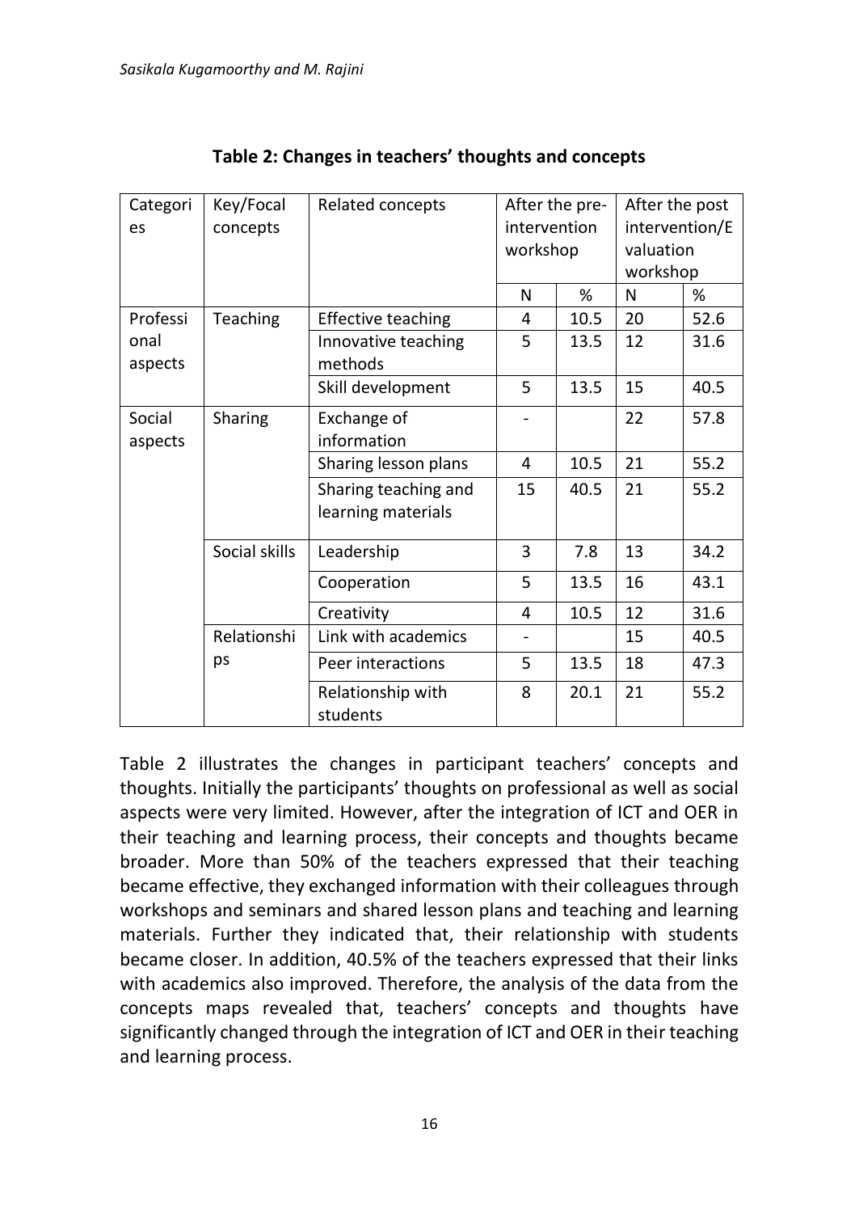**Table 2: Changes in teachers' thoughts and concepts**

| Categories | Key/Focal concepts | Related concepts | After the pre-intervention workshop | | After the post intervention/Evaluation workshop | |
|---|---|---|---|---|---|---|
| | | | N | % | N | % |
| Professional aspects | Teaching | Effective teaching | 4 | 10.5 | 20 | 52.6 |
| | | Innovative teaching methods | 5 | 13.5 | 12 | 31.6 |
| | | Skill development | 5 | 13.5 | 15 | 40.5 |
| Social aspects | Sharing | Exchange of information | - | | 22 | 57.8 |
| | | Sharing lesson plans | 4 | 10.5 | 21 | 55.2 |
| | | Sharing teaching and learning materials | 15 | 40.5 | 21 | 55.2 |
| | Social skills | Leadership | 3 | 7.8 | 13 | 34.2 |
| | | Cooperation | 5 | 13.5 | 16 | 43.1 |
| | | Creativity | 4 | 10.5 | 12 | 31.6 |
| | Relationships | Link with academics | - | | 15 | 40.5 |
| | | Peer interactions | 5 | 13.5 | 18 | 47.3 |
| | | Relationship with students | 8 | 20.1 | 21 | 55.2 |

Table 2 illustrates the changes in participant teachers' concepts and thoughts. Initially the participants' thoughts on professional as well as social aspects were very limited. However, after the integration of ICT and OER in their teaching and learning process, their concepts and thoughts became broader. More than 50% of the teachers expressed that their teaching became effective, they exchanged information with their colleagues through workshops and seminars and shared lesson plans and teaching and learning materials. Further they indicated that, their relationship with students became closer. In addition, 40.5% of the teachers expressed that their links with academics also improved. Therefore, the analysis of the data from the concepts maps revealed that, teachers' concepts and thoughts have significantly changed through the integration of ICT and OER in their teaching and learning process.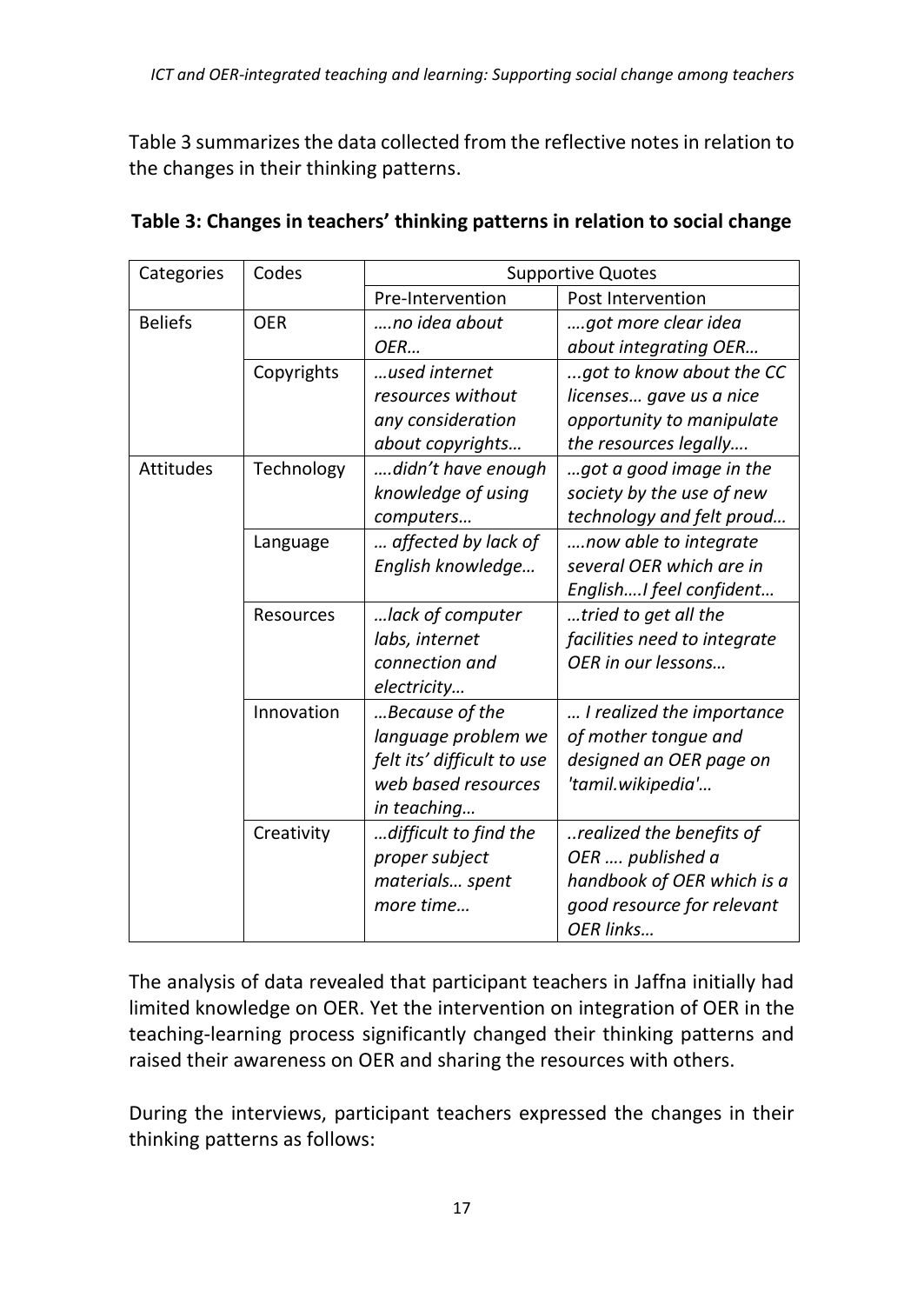Table 3 summarizes the data collected from the reflective notes in relation to the changes in their thinking patterns.

**Table 3: Changes in teachers' thinking patterns in relation to social change**

| Categories | Codes | Supportive Quotes | |
|---|---|---|---|
| | | Pre-Intervention | Post Intervention |
| Beliefs | OER | *….no idea about OER…* | *….got more clear idea about integrating OER…* |
| | Copyrights | *…used internet resources without any consideration about copyrights…* | *...got to know about the CC licenses… gave us a nice opportunity to manipulate the resources legally….* |
| Attitudes | Technology | *….didn't have enough knowledge of using computers…* | *…got a good image in the society by the use of new technology and felt proud…* |
| | Language | *… affected by lack of English knowledge…* | *….now able to integrate several OER which are in English….I feel confident…* |
| | Resources | *…lack of computer labs, internet connection and electricity…* | *…tried to get all the facilities need to integrate OER in our lessons…* |
| | Innovation | *…Because of the language problem we felt its' difficult to use web based resources in teaching…* | *… I realized the importance of mother tongue and designed an OER page on 'tamil.wikipedia'…* |
| | Creativity | *…difficult to find the proper subject materials… spent more time…* | *..realized the benefits of OER …. published a handbook of OER which is a good resource for relevant OER links…* |

The analysis of data revealed that participant teachers in Jaffna initially had limited knowledge on OER. Yet the intervention on integration of OER in the teaching-learning process significantly changed their thinking patterns and raised their awareness on OER and sharing the resources with others.

During the interviews, participant teachers expressed the changes in their thinking patterns as follows: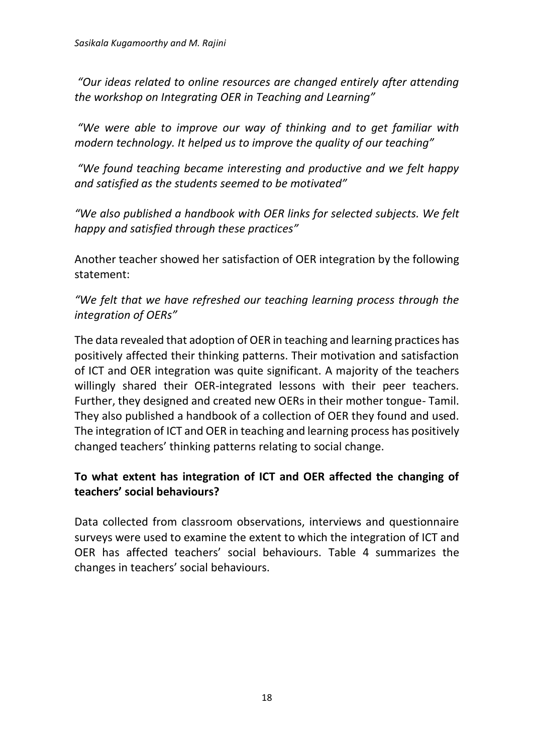*"Our ideas related to online resources are changed entirely after attending the workshop on Integrating OER in Teaching and Learning"*

*"We were able to improve our way of thinking and to get familiar with modern technology. It helped us to improve the quality of our teaching"*

*"We found teaching became interesting and productive and we felt happy and satisfied as the students seemed to be motivated"*

*"We also published a handbook with OER links for selected subjects. We felt happy and satisfied through these practices"*

Another teacher showed her satisfaction of OER integration by the following statement:

*"We felt that we have refreshed our teaching learning process through the integration of OERs"*

The data revealed that adoption of OER in teaching and learning practices has positively affected their thinking patterns. Their motivation and satisfaction of ICT and OER integration was quite significant. A majority of the teachers willingly shared their OER-integrated lessons with their peer teachers. Further, they designed and created new OERs in their mother tongue- Tamil. They also published a handbook of a collection of OER they found and used. The integration of ICT and OER in teaching and learning process has positively changed teachers' thinking patterns relating to social change.

**To what extent has integration of ICT and OER affected the changing of teachers' social behaviours?**

Data collected from classroom observations, interviews and questionnaire surveys were used to examine the extent to which the integration of ICT and OER has affected teachers' social behaviours. Table 4 summarizes the changes in teachers' social behaviours.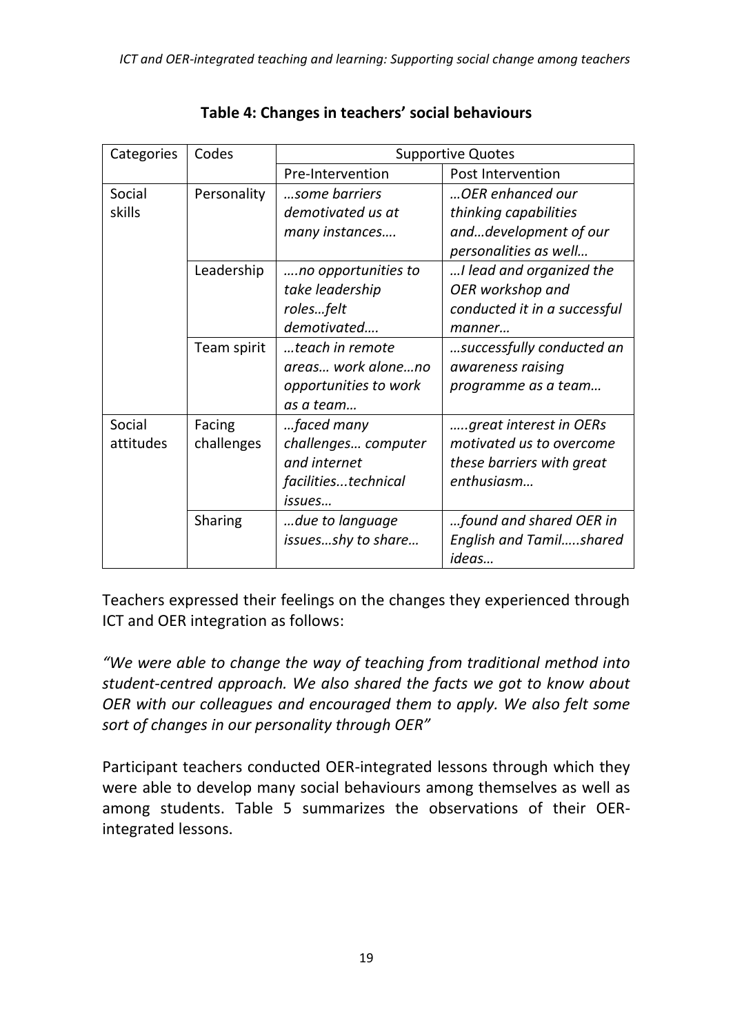**Table 4: Changes in teachers' social behaviours**

| Categories | Codes | Supportive Quotes | |
|---|---|---|---|
| | | Pre-Intervention | Post Intervention |
| Social skills | Personality | *…some barriers demotivated us at many instances….* | *…OER enhanced our thinking capabilities and…development of our personalities as well…* |
| | Leadership | *….no opportunities to take leadership roles…felt demotivated….* | *…I lead and organized the OER workshop and conducted it in a successful manner…* |
| | Team spirit | *…teach in remote areas… work alone…no opportunities to work as a team…* | *…successfully conducted an awareness raising programme as a team…* |
| Social attitudes | Facing challenges | *…faced many challenges… computer and internet facilities...technical issues…* | *…..great interest in OERs motivated us to overcome these barriers with great enthusiasm…* |
| | Sharing | *…due to language issues…shy to share…* | *…found and shared OER in English and Tamil…..shared ideas…* |

Teachers expressed their feelings on the changes they experienced through ICT and OER integration as follows:

*"We were able to change the way of teaching from traditional method into student-centred approach. We also shared the facts we got to know about OER with our colleagues and encouraged them to apply. We also felt some sort of changes in our personality through OER"*

Participant teachers conducted OER-integrated lessons through which they were able to develop many social behaviours among themselves as well as among students. Table 5 summarizes the observations of their OER-integrated lessons.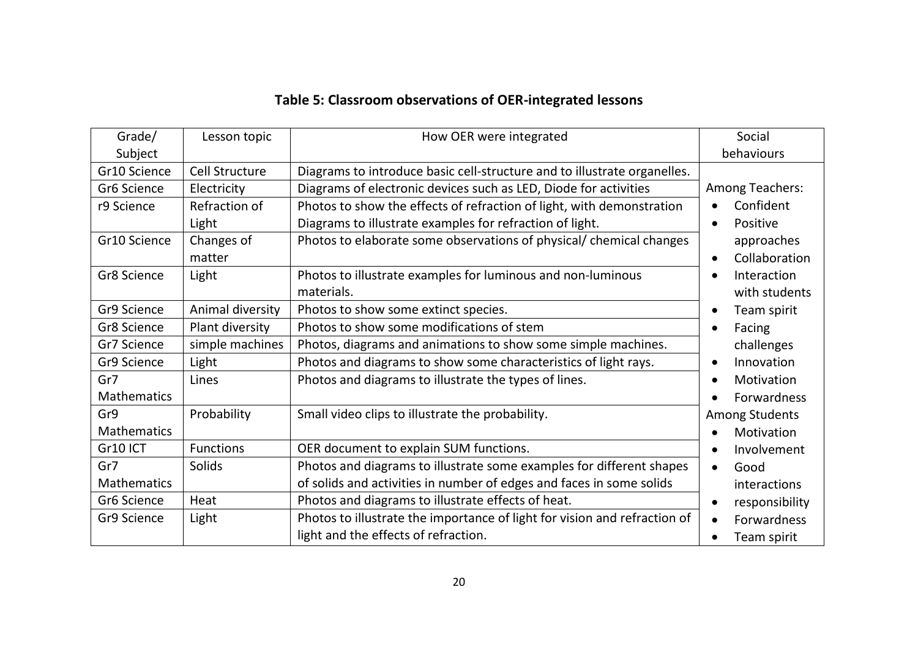**Table 5: Classroom observations of OER-integrated lessons**

| Grade/ Subject | Lesson topic | How OER were integrated | Social behaviours |
|---|---|---|---|
| Gr10 Science | Cell Structure | Diagrams to introduce basic cell-structure and to illustrate organelles. | Among Teachers:<br>• Confident<br>• Positive approaches<br>• Collaboration<br>• Interaction with students<br>• Team spirit<br>• Facing challenges<br>• Innovation<br>• Motivation<br>• Forwardness<br>Among Students<br>• Motivation<br>• Involvement<br>• Good interactions<br>• responsibility<br>• Forwardness<br>• Team spirit |
| Gr6 Science | Electricity | Diagrams of electronic devices such as LED, Diode for activities | |
| r9 Science | Refraction of Light | Photos to show the effects of refraction of light, with demonstration Diagrams to illustrate examples for refraction of light. | |
| Gr10 Science | Changes of matter | Photos to elaborate some observations of physical/ chemical changes | |
| Gr8 Science | Light | Photos to illustrate examples for luminous and non-luminous materials. | |
| Gr9 Science | Animal diversity | Photos to show some extinct species. | |
| Gr8 Science | Plant diversity | Photos to show some modifications of stem | |
| Gr7 Science | simple machines | Photos, diagrams and animations to show some simple machines. | |
| Gr9 Science | Light | Photos and diagrams to show some characteristics of light rays. | |
| Gr7 Mathematics | Lines | Photos and diagrams to illustrate the types of lines. | |
| Gr9 Mathematics | Probability | Small video clips to illustrate the probability. | |
| Gr10 ICT | Functions | OER document to explain SUM functions. | |
| Gr7 Mathematics | Solids | Photos and diagrams to illustrate some examples for different shapes of solids and activities in number of edges and faces in some solids | |
| Gr6 Science | Heat | Photos and diagrams to illustrate effects of heat. | |
| Gr9 Science | Light | Photos to illustrate the importance of light for vision and refraction of light and the effects of refraction. | |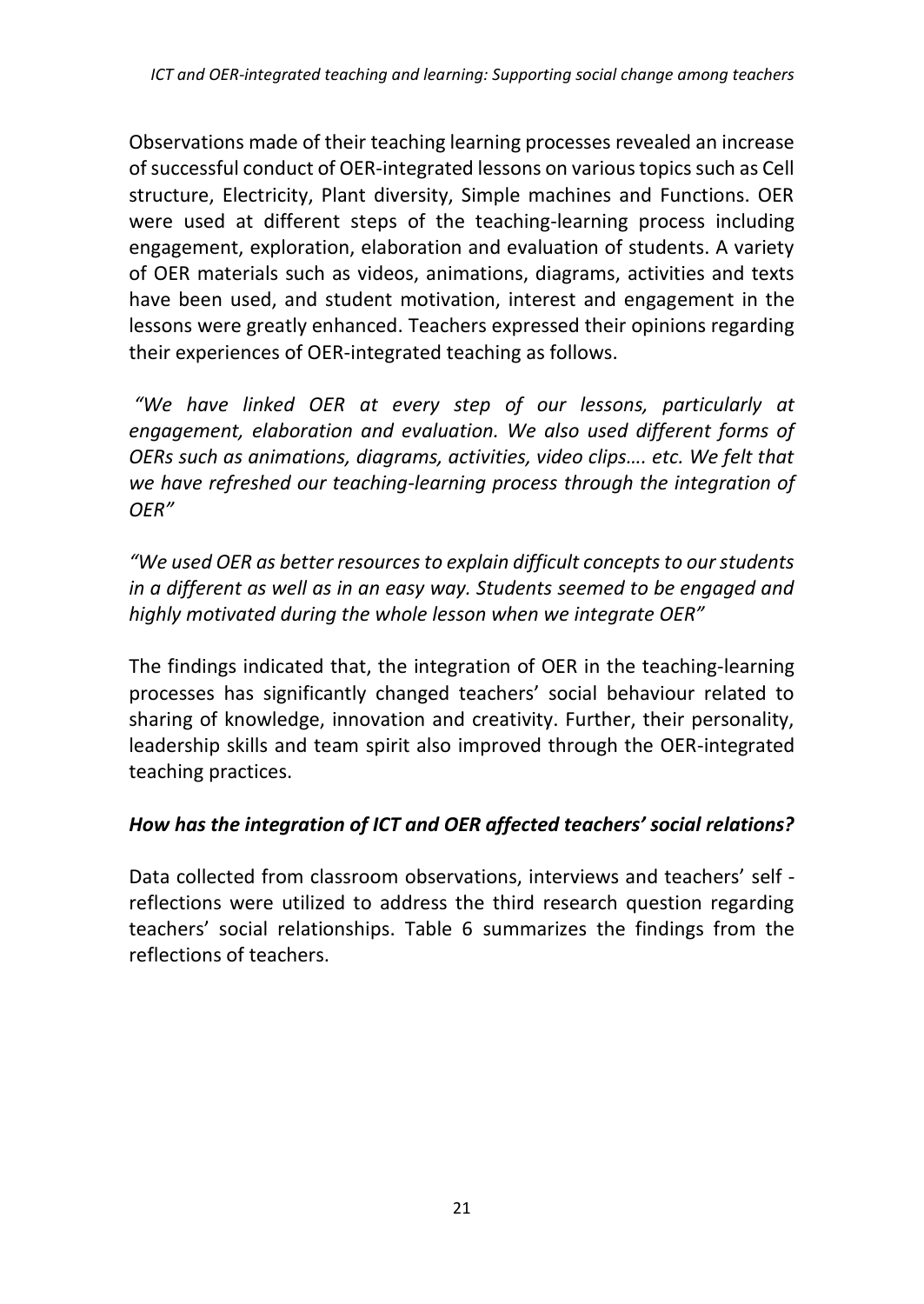Observations made of their teaching learning processes revealed an increase of successful conduct of OER-integrated lessons on various topics such as Cell structure, Electricity, Plant diversity, Simple machines and Functions. OER were used at different steps of the teaching-learning process including engagement, exploration, elaboration and evaluation of students. A variety of OER materials such as videos, animations, diagrams, activities and texts have been used, and student motivation, interest and engagement in the lessons were greatly enhanced. Teachers expressed their opinions regarding their experiences of OER-integrated teaching as follows.

*"We have linked OER at every step of our lessons, particularly at engagement, elaboration and evaluation. We also used different forms of OERs such as animations, diagrams, activities, video clips…. etc. We felt that we have refreshed our teaching-learning process through the integration of OER"*

*"We used OER as better resources to explain difficult concepts to our students in a different as well as in an easy way. Students seemed to be engaged and highly motivated during the whole lesson when we integrate OER"*

The findings indicated that, the integration of OER in the teaching-learning processes has significantly changed teachers' social behaviour related to sharing of knowledge, innovation and creativity. Further, their personality, leadership skills and team spirit also improved through the OER-integrated teaching practices.

***How has the integration of ICT and OER affected teachers' social relations?***

Data collected from classroom observations, interviews and teachers' self - reflections were utilized to address the third research question regarding teachers' social relationships. Table 6 summarizes the findings from the reflections of teachers.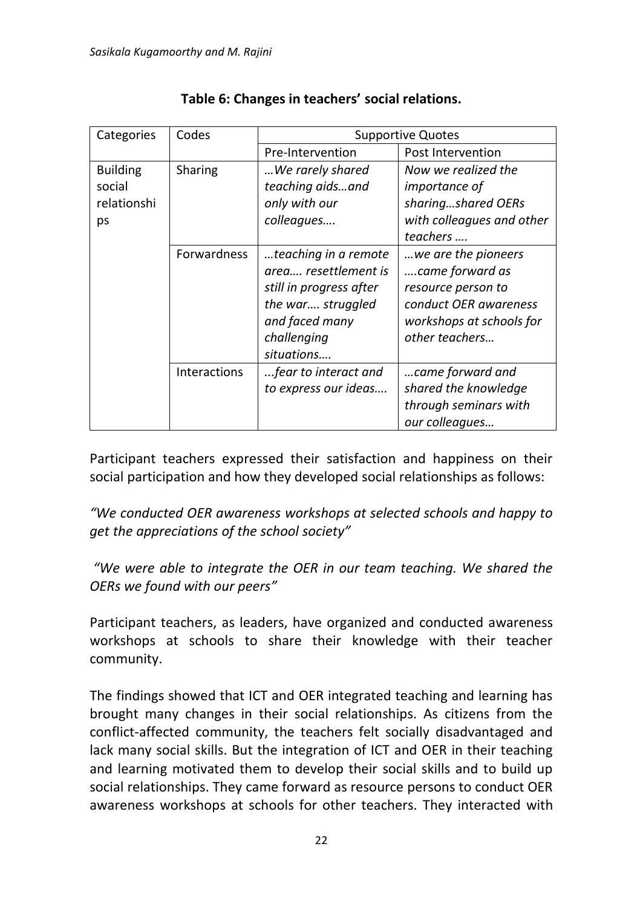**Table 6: Changes in teachers' social relations.**

| Categories | Codes | Supportive Quotes | |
|---|---|---|---|
| | | Pre-Intervention | Post Intervention |
| Building social relationships | Sharing | *…We rarely shared teaching aids…and only with our colleagues….* | *Now we realized the importance of sharing…shared OERs with colleagues and other teachers ….* |
| | Forwardness | *…teaching in a remote area…. resettlement is still in progress after the war…. struggled and faced many challenging situations….* | *…we are the pioneers ….came forward as resource person to conduct OER awareness workshops at schools for other teachers…* |
| | Interactions | *...fear to interact and to express our ideas….* | *…came forward and shared the knowledge through seminars with our colleagues…* |

Participant teachers expressed their satisfaction and happiness on their social participation and how they developed social relationships as follows:

*"We conducted OER awareness workshops at selected schools and happy to get the appreciations of the school society"*

*"We were able to integrate the OER in our team teaching. We shared the OERs we found with our peers"*

Participant teachers, as leaders, have organized and conducted awareness workshops at schools to share their knowledge with their teacher community.

The findings showed that ICT and OER integrated teaching and learning has brought many changes in their social relationships. As citizens from the conflict-affected community, the teachers felt socially disadvantaged and lack many social skills. But the integration of ICT and OER in their teaching and learning motivated them to develop their social skills and to build up social relationships. They came forward as resource persons to conduct OER awareness workshops at schools for other teachers. They interacted with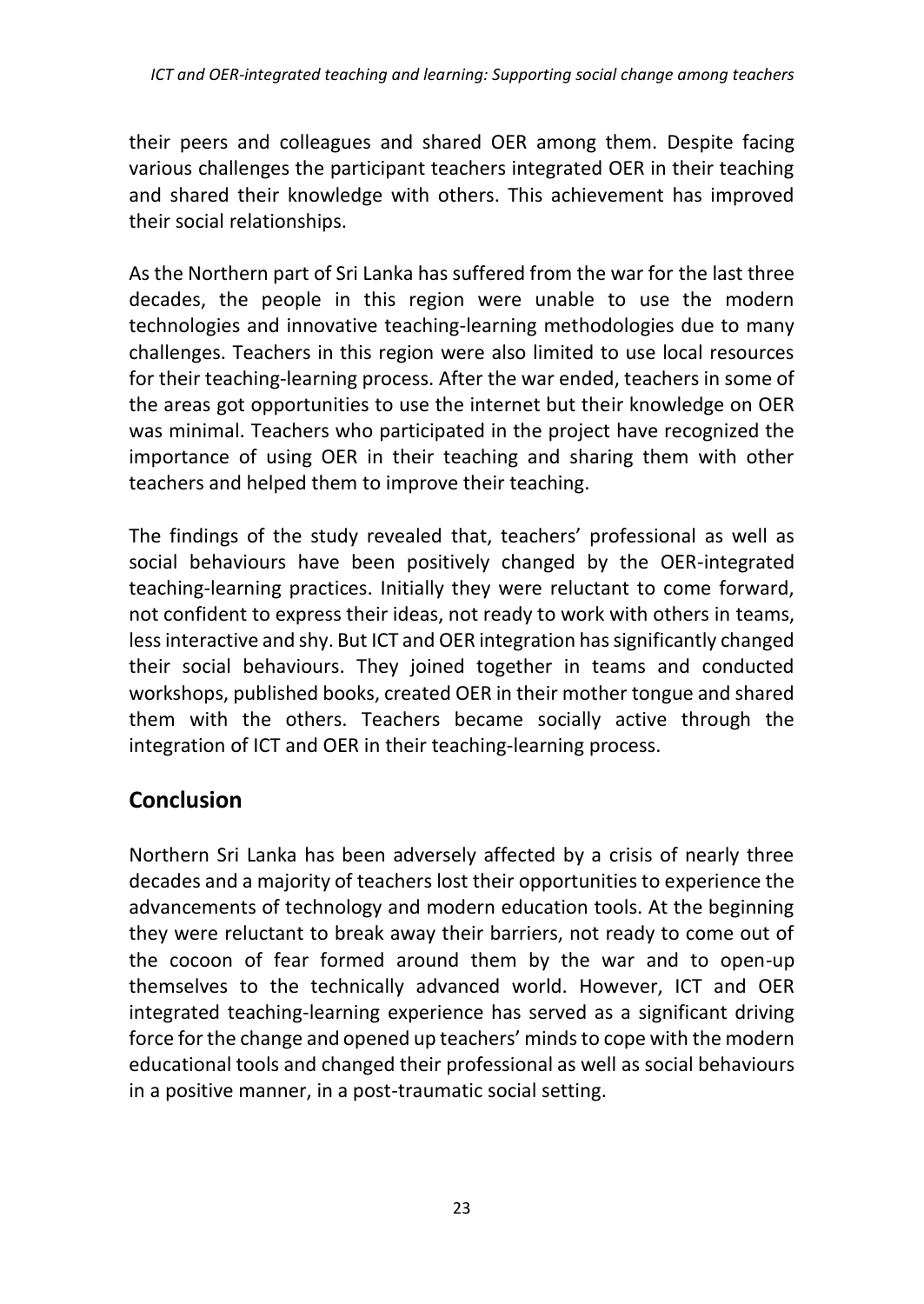their peers and colleagues and shared OER among them. Despite facing various challenges the participant teachers integrated OER in their teaching and shared their knowledge with others. This achievement has improved their social relationships.

As the Northern part of Sri Lanka has suffered from the war for the last three decades, the people in this region were unable to use the modern technologies and innovative teaching-learning methodologies due to many challenges. Teachers in this region were also limited to use local resources for their teaching-learning process. After the war ended, teachers in some of the areas got opportunities to use the internet but their knowledge on OER was minimal. Teachers who participated in the project have recognized the importance of using OER in their teaching and sharing them with other teachers and helped them to improve their teaching.

The findings of the study revealed that, teachers' professional as well as social behaviours have been positively changed by the OER-integrated teaching-learning practices. Initially they were reluctant to come forward, not confident to express their ideas, not ready to work with others in teams, less interactive and shy. But ICT and OER integration has significantly changed their social behaviours. They joined together in teams and conducted workshops, published books, created OER in their mother tongue and shared them with the others. Teachers became socially active through the integration of ICT and OER in their teaching-learning process.

## Conclusion

Northern Sri Lanka has been adversely affected by a crisis of nearly three decades and a majority of teachers lost their opportunities to experience the advancements of technology and modern education tools. At the beginning they were reluctant to break away their barriers, not ready to come out of the cocoon of fear formed around them by the war and to open-up themselves to the technically advanced world. However, ICT and OER integrated teaching-learning experience has served as a significant driving force for the change and opened up teachers' minds to cope with the modern educational tools and changed their professional as well as social behaviours in a positive manner, in a post-traumatic social setting.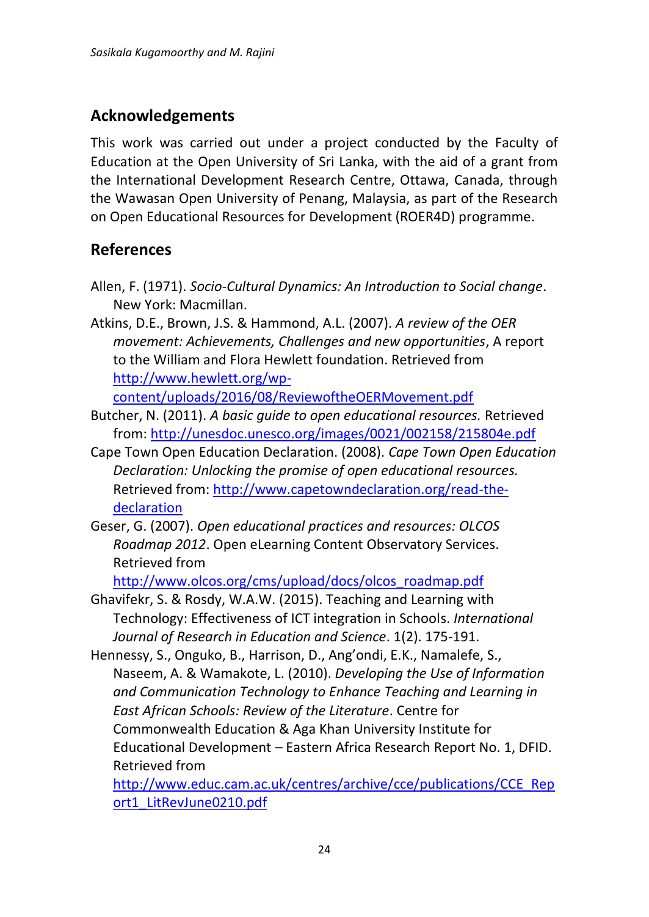## Acknowledgements

This work was carried out under a project conducted by the Faculty of Education at the Open University of Sri Lanka, with the aid of a grant from the International Development Research Centre, Ottawa, Canada, through the Wawasan Open University of Penang, Malaysia, as part of the Research on Open Educational Resources for Development (ROER4D) programme.

## References

Allen, F. (1971). *Socio-Cultural Dynamics: An Introduction to Social change*. New York: Macmillan.

Atkins, D.E., Brown, J.S. & Hammond, A.L. (2007). *A review of the OER movement: Achievements, Challenges and new opportunities*, A report to the William and Flora Hewlett foundation. Retrieved from http://www.hewlett.org/wp-content/uploads/2016/08/ReviewoftheOERMovement.pdf

Butcher, N. (2011). *A basic guide to open educational resources.* Retrieved from: http://unesdoc.unesco.org/images/0021/002158/215804e.pdf

Cape Town Open Education Declaration. (2008). *Cape Town Open Education Declaration: Unlocking the promise of open educational resources.* Retrieved from: http://www.capetowndeclaration.org/read-the-declaration

Geser, G. (2007). *Open educational practices and resources: OLCOS Roadmap 2012*. Open eLearning Content Observatory Services. Retrieved from http://www.olcos.org/cms/upload/docs/olcos_roadmap.pdf

Ghavifekr, S. & Rosdy, W.A.W. (2015). Teaching and Learning with Technology: Effectiveness of ICT integration in Schools. *International Journal of Research in Education and Science*. 1(2). 175-191.

Hennessy, S., Onguko, B., Harrison, D., Ang'ondi, E.K., Namalefe, S., Naseem, A. & Wamakote, L. (2010). *Developing the Use of Information and Communication Technology to Enhance Teaching and Learning in East African Schools: Review of the Literature*. Centre for Commonwealth Education & Aga Khan University Institute for Educational Development – Eastern Africa Research Report No. 1, DFID. Retrieved from http://www.educ.cam.ac.uk/centres/archive/cce/publications/CCE_Report1_LitRevJune0210.pdf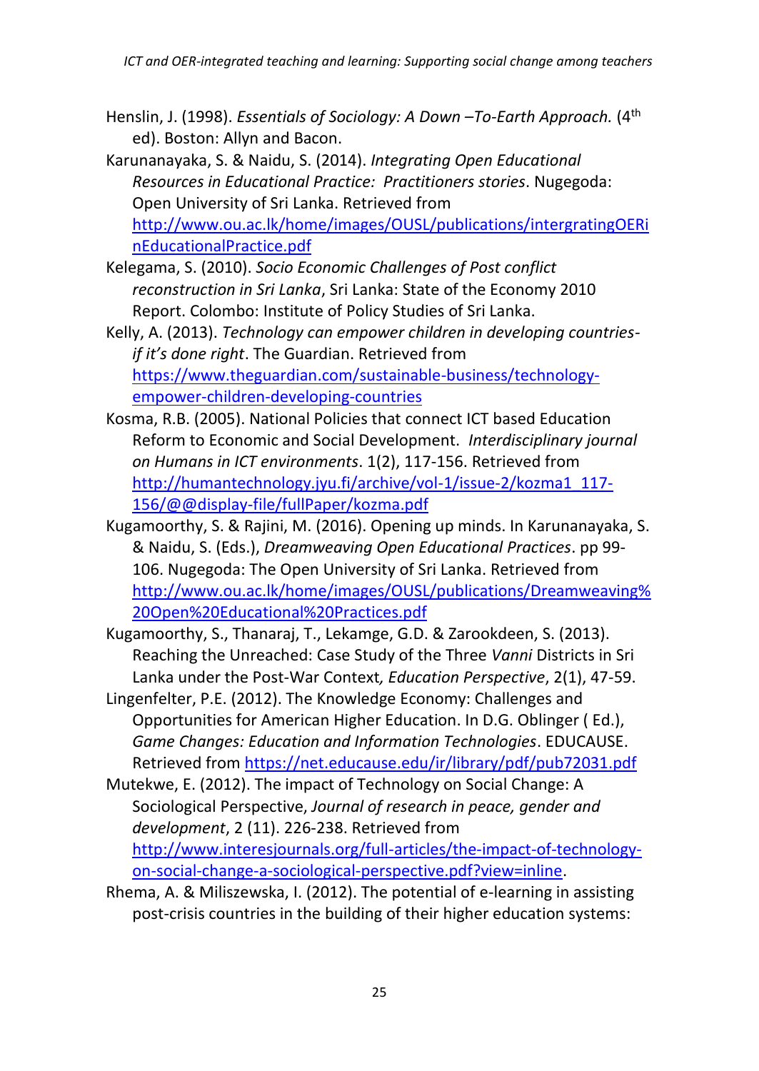Henslin, J. (1998). *Essentials of Sociology: A Down –To-Earth Approach.* (4th ed). Boston: Allyn and Bacon.

Karunanayaka, S. & Naidu, S. (2014). *Integrating Open Educational Resources in Educational Practice: Practitioners stories*. Nugegoda: Open University of Sri Lanka. Retrieved from http://www.ou.ac.lk/home/images/OUSL/publications/intergratingOERinEducationalPractice.pdf

Kelegama, S. (2010). *Socio Economic Challenges of Post conflict reconstruction in Sri Lanka*, Sri Lanka: State of the Economy 2010 Report. Colombo: Institute of Policy Studies of Sri Lanka.

Kelly, A. (2013). *Technology can empower children in developing countries-if it's done right*. The Guardian. Retrieved from https://www.theguardian.com/sustainable-business/technology-empower-children-developing-countries

Kosma, R.B. (2005). National Policies that connect ICT based Education Reform to Economic and Social Development. *Interdisciplinary journal on Humans in ICT environments*. 1(2), 117-156. Retrieved from http://humantechnology.jyu.fi/archive/vol-1/issue-2/kozma1_117-156/@@display-file/fullPaper/kozma.pdf

Kugamoorthy, S. & Rajini, M. (2016). Opening up minds. In Karunanayaka, S. & Naidu, S. (Eds.), *Dreamweaving Open Educational Practices*. pp 99-106. Nugegoda: The Open University of Sri Lanka. Retrieved from http://www.ou.ac.lk/home/images/OUSL/publications/Dreamweaving%20Open%20Educational%20Practices.pdf

Kugamoorthy, S., Thanaraj, T., Lekamge, G.D. & Zarookdeen, S. (2013). Reaching the Unreached: Case Study of the Three *Vanni* Districts in Sri Lanka under the Post-War Context*, Education Perspective*, 2(1), 47-59.

Lingenfelter, P.E. (2012). The Knowledge Economy: Challenges and Opportunities for American Higher Education. In D.G. Oblinger ( Ed.), *Game Changes: Education and Information Technologies*. EDUCAUSE. Retrieved from https://net.educause.edu/ir/library/pdf/pub72031.pdf

Mutekwe, E. (2012). The impact of Technology on Social Change: A Sociological Perspective, *Journal of research in peace, gender and development*, 2 (11). 226-238. Retrieved from http://www.interesjournals.org/full-articles/the-impact-of-technology-on-social-change-a-sociological-perspective.pdf?view=inline.

Rhema, A. & Miliszewska, I. (2012). The potential of e-learning in assisting post-crisis countries in the building of their higher education systems: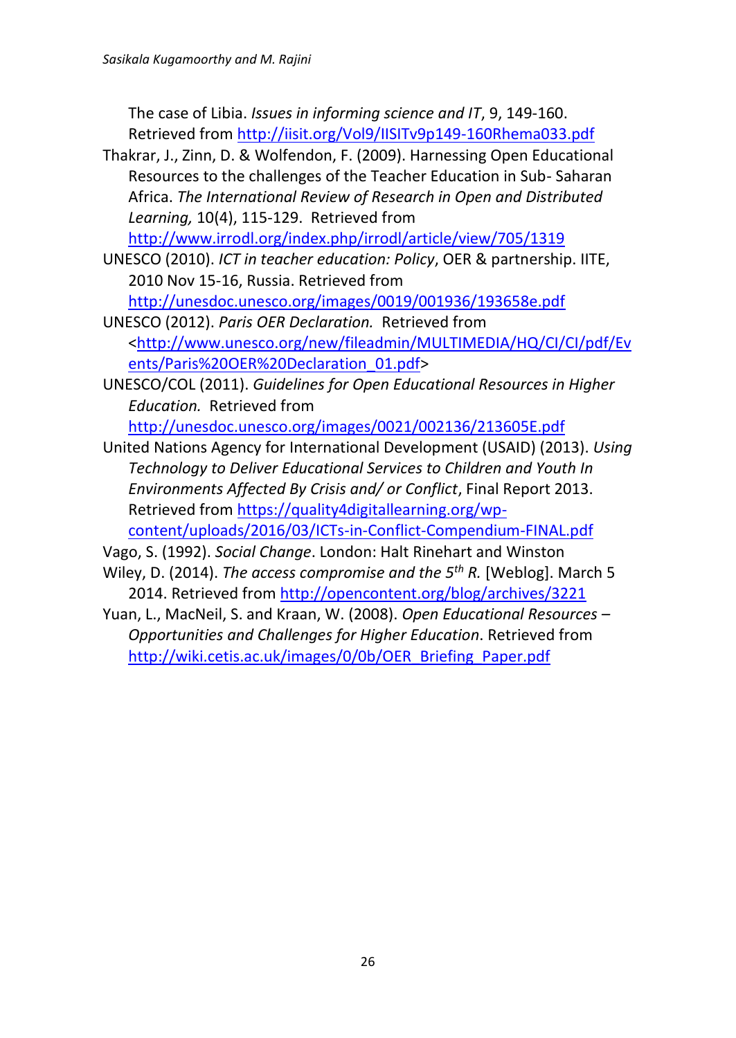The case of Libia. *Issues in informing science and IT*, 9, 149-160. Retrieved from http://iisit.org/Vol9/IISITv9p149-160Rhema033.pdf

Thakrar, J., Zinn, D. & Wolfendon, F. (2009). Harnessing Open Educational Resources to the challenges of the Teacher Education in Sub- Saharan Africa. *The International Review of Research in Open and Distributed Learning,* 10(4), 115-129. Retrieved from http://www.irrodl.org/index.php/irrodl/article/view/705/1319

UNESCO (2010). *ICT in teacher education: Policy*, OER & partnership. IITE, 2010 Nov 15-16, Russia. Retrieved from http://unesdoc.unesco.org/images/0019/001936/193658e.pdf

UNESCO (2012). *Paris OER Declaration.* Retrieved from <http://www.unesco.org/new/fileadmin/MULTIMEDIA/HQ/CI/CI/pdf/Events/Paris%20OER%20Declaration_01.pdf>

UNESCO/COL (2011). *Guidelines for Open Educational Resources in Higher Education.* Retrieved from http://unesdoc.unesco.org/images/0021/002136/213605E.pdf

United Nations Agency for International Development (USAID) (2013). *Using Technology to Deliver Educational Services to Children and Youth In Environments Affected By Crisis and/ or Conflict*, Final Report 2013. Retrieved from https://quality4digitallearning.org/wp-content/uploads/2016/03/ICTs-in-Conflict-Compendium-FINAL.pdf

Vago, S. (1992). *Social Change*. London: Halt Rinehart and Winston

Wiley, D. (2014). *The access compromise and the 5th R.* [Weblog]. March 5 2014. Retrieved from http://opencontent.org/blog/archives/3221

Yuan, L., MacNeil, S. and Kraan, W. (2008). *Open Educational Resources – Opportunities and Challenges for Higher Education*. Retrieved from http://wiki.cetis.ac.uk/images/0/0b/OER_Briefing_Paper.pdf